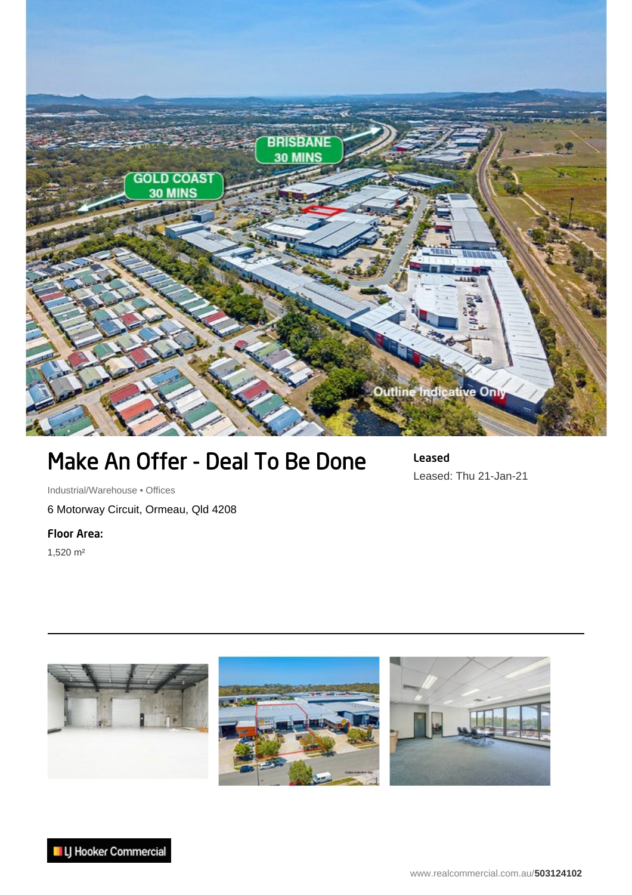# Make An Offer - Deal To Be Done

Industrial/Warehouse • Offices

6 Motorway Circuit, Ormeau, Qld 4208

**Floor Area:**

1,520 m²

**Leased**

Leased: Thu 21-Jan-21

LJ Hooker Commercial

www.realcommercial.com.au/**503124102**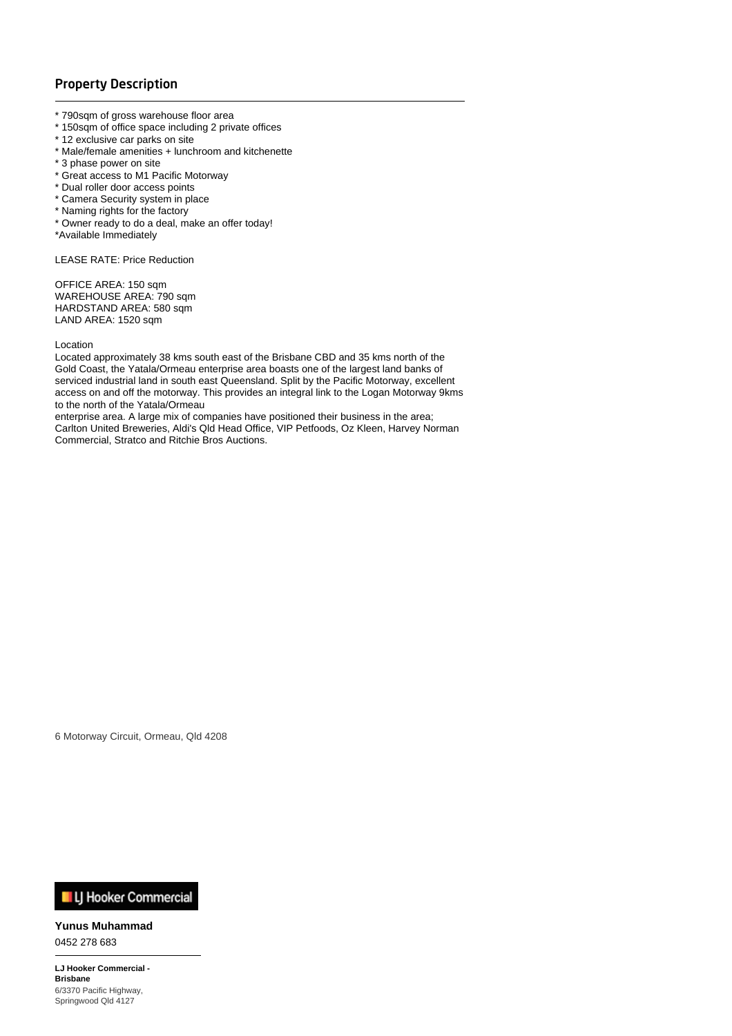## Property Description

* 790sqm of gross warehouse floor area
* 150sqm of office space including 2 private offices
* 12 exclusive car parks on site
* Male/female amenities + lunchroom and kitchenette
* 3 phase power on site
* Great access to M1 Pacific Motorway
* Dual roller door access points
* Camera Security system in place
* Naming rights for the factory
* Owner ready to do a deal, make an offer today!
*Available Immediately

LEASE RATE: Price Reduction

OFFICE AREA: 150 sqm
WAREHOUSE AREA: 790 sqm
HARDSTAND AREA: 580 sqm
LAND AREA: 1520 sqm

Location
Located approximately 38 kms south east of the Brisbane CBD and 35 kms north of the Gold Coast, the Yatala/Ormeau enterprise area boasts one of the largest land banks of serviced industrial land in south east Queensland. Split by the Pacific Motorway, excellent access on and off the motorway. This provides an integral link to the Logan Motorway 9kms to the north of the Yatala/Ormeau
enterprise area. A large mix of companies have positioned their business in the area; Carlton United Breweries, Aldi's Qld Head Office, VIP Petfoods, Oz Kleen, Harvey Norman Commercial, Stratco and Ritchie Bros Auctions.

6 Motorway Circuit, Ormeau, Qld 4208

LJ Hooker Commercial

**Yunus Muhammad**
0452 278 683

**LJ Hooker Commercial - Brisbane**
6/3370 Pacific Highway,
Springwood Qld 4127